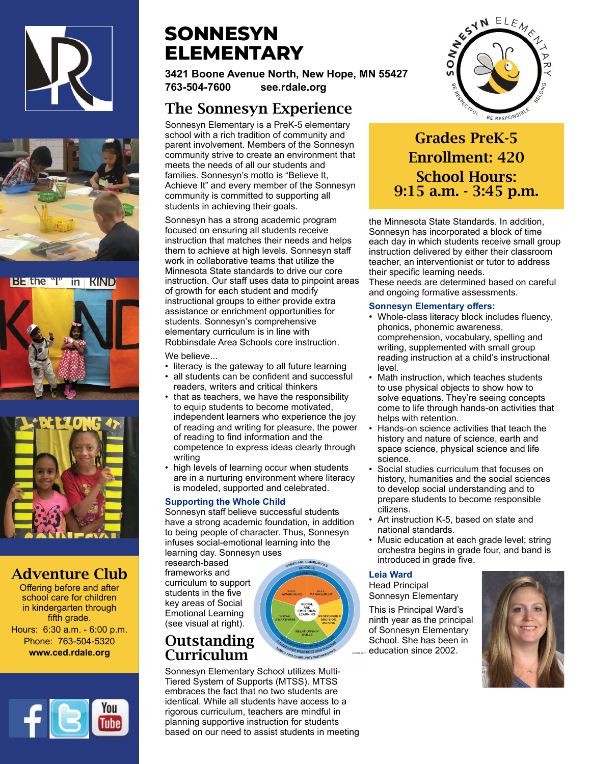# SONNESYN ELEMENTARY

**3421 Boone Avenue North, New Hope, MN 55427**
**763-504-7600 see.rdale.org**

## The Sonnesyn Experience

Sonnesyn Elementary is a PreK-5 elementary school with a rich tradition of community and parent involvement. Members of the Sonnesyn community strive to create an environment that meets the needs of all our students and families. Sonnesyn's motto is "Believe It, Achieve It" and every member of the Sonnesyn community is committed to supporting all students in achieving their goals.

Sonnesyn has a strong academic program focused on ensuring all students receive instruction that matches their needs and helps them to achieve at high levels. Sonnesyn staff work in collaborative teams that utilize the Minnesota State standards to drive our core instruction. Our staff uses data to pinpoint areas of growth for each student and modify instructional groups to either provide extra assistance or enrichment opportunities for students. Sonnesyn's comprehensive elementary curriculum is in line with Robbinsdale Area Schools core instruction.

We believe...

- literacy is the gateway to all future learning
- all students can be confident and successful readers, writers and critical thinkers
- that as teachers, we have the responsibility to equip students to become motivated, independent learners who experience the joy of reading and writing for pleasure, the power of reading to find information and the competence to express ideas clearly through writing
- high levels of learning occur when students are in a nurturing environment where literacy is modeled, supported and celebrated.

### Supporting the Whole Child

Sonnesyn staff believe successful students have a strong academic foundation, in addition to being people of character. Thus, Sonnesyn infuses social-emotional learning into the learning day. Sonnesyn uses research-based frameworks and curriculum to support students in the five key areas of Social Emotional Learning (see visual at right).

## Outstanding Curriculum

Sonnesyn Elementary School utilizes Multi-Tiered System of Supports (MTSS). MTSS embraces the fact that no two students are identical. While all students have access to a rigorous curriculum, teachers are mindful in planning supportive instruction for students based on our need to assist students in meeting the Minnesota State Standards. In addition, Sonnesyn has incorporated a block of time each day in which students receive small group instruction delivered by either their classroom teacher, an interventionist or tutor to address their specific learning needs.
These needs are determined based on careful and ongoing formative assessments.

**Grades PreK-5**
**Enrollment: 420**
**School Hours: 9:15 a.m. - 3:45 p.m.**

### Sonnesyn Elementary offers:

- Whole-class literacy block includes fluency, phonics, phonemic awareness, comprehension, vocabulary, spelling and writing, supplemented with small group reading instruction at a child's instructional level.
- Math instruction, which teaches students to use physical objects to show how to solve equations. They're seeing concepts come to life through hands-on activities that helps with retention.
- Hands-on science activities that teach the history and nature of science, earth and space science, physical science and life science.
- Social studies curriculum that focuses on history, humanities and the social sciences to develop social understanding and to prepare students to become responsible citizens.
- Art instruction K-5, based on state and national standards.
- Music education at each grade level; string orchestra begins in grade four, and band is introduced in grade five.

### Leia Ward

Head Principal
Sonnesyn Elementary

This is Principal Ward's ninth year as the principal of Sonnesyn Elementary School. She has been in education since 2002.

## Adventure Club

Offering before and after school care for children in kindergarten through fifth grade.
Hours: 6:30 a.m. - 6:00 p.m.
Phone: 763-504-5320
**www.ced.rdale.org**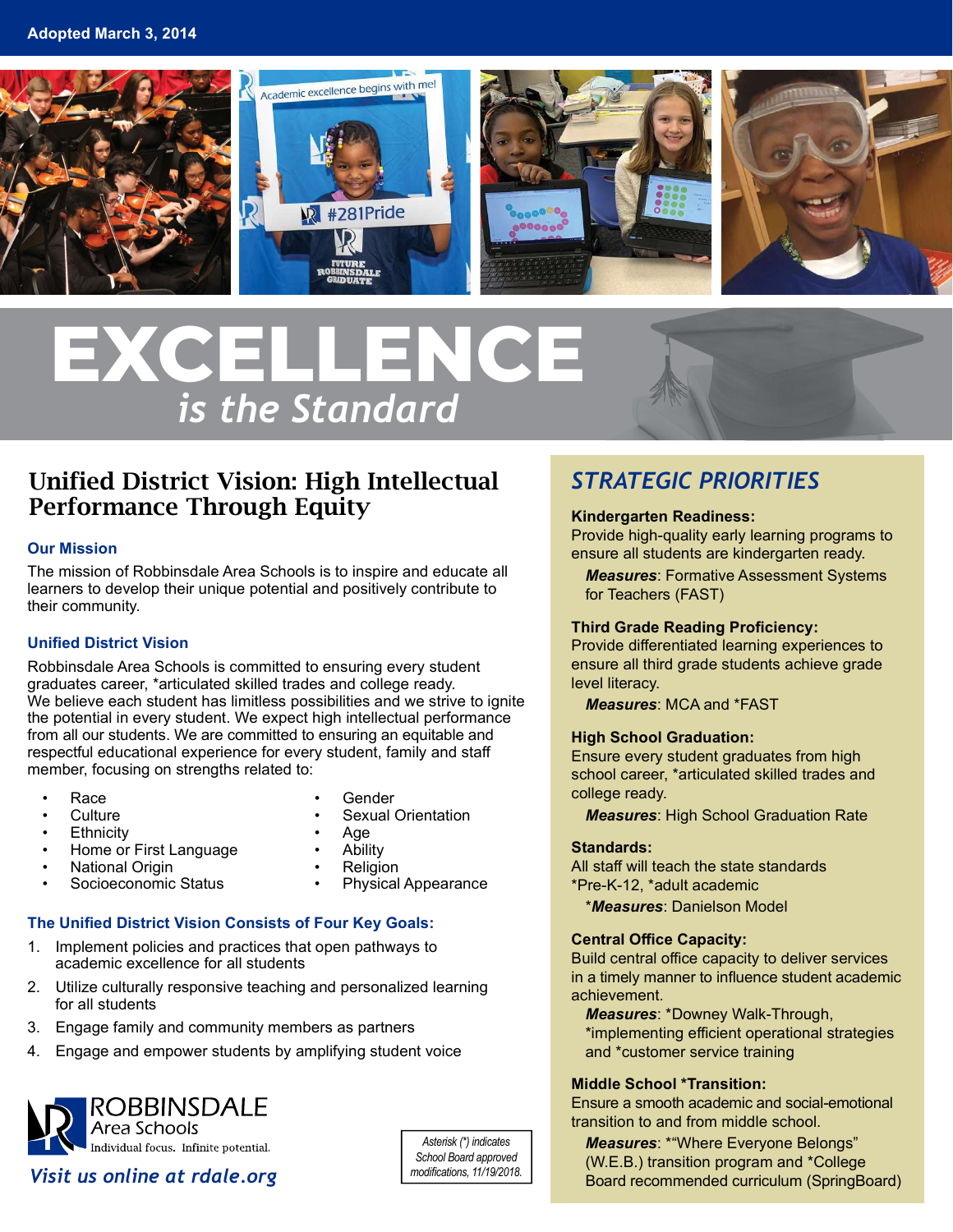Adopted March 3, 2014

# EXCELLENCE
## *is the Standard*

## Unified District Vision: High Intellectual Performance Through Equity

### Our Mission

The mission of Robbinsdale Area Schools is to inspire and educate all learners to develop their unique potential and positively contribute to their community.

### Unified District Vision

Robbinsdale Area Schools is committed to ensuring every student graduates career, *articulated skilled trades and college ready.
We believe each student has limitless possibilities and we strive to ignite the potential in every student. We expect high intellectual performance from all our students. We are committed to ensuring an equitable and respectful educational experience for every student, family and staff member, focusing on strengths related to:

- Race
- Culture
- Ethnicity
- Home or First Language
- National Origin
- Socioeconomic Status
- Gender
- Sexual Orientation
- Age
- Ability
- Religion
- Physical Appearance

### The Unified District Vision Consists of Four Key Goals:

1. Implement policies and practices that open pathways to academic excellence for all students
2. Utilize culturally responsive teaching and personalized learning for all students
3. Engage family and community members as partners
4. Engage and empower students by amplifying student voice

ROBBINSDALE Area Schools
Individual focus. Infinite potential.

*Visit us online at rdale.org*

*Asterisk (*) indicates School Board approved modifications, 11/19/2018.*

## *STRATEGIC PRIORITIES*

**Kindergarten Readiness:**
Provide high-quality early learning programs to ensure all students are kindergarten ready.
***Measures***: Formative Assessment Systems for Teachers (FAST)

**Third Grade Reading Proficiency:**
Provide differentiated learning experiences to ensure all third grade students achieve grade level literacy.
***Measures***: MCA and *FAST

**High School Graduation:**
Ensure every student graduates from high school career, *articulated skilled trades and college ready.
***Measures***: High School Graduation Rate

**Standards:**
All staff will teach the state standards *Pre-K-12, *adult academic
****Measures***: Danielson Model

**Central Office Capacity:**
Build central office capacity to deliver services in a timely manner to influence student academic achievement.
***Measures***: *Downey Walk-Through, *implementing efficient operational strategies and *customer service training

**Middle School *Transition:**
Ensure a smooth academic and social-emotional transition to and from middle school.
***Measures***: *"Where Everyone Belongs" (W.E.B.) transition program and *College Board recommended curriculum (SpringBoard)